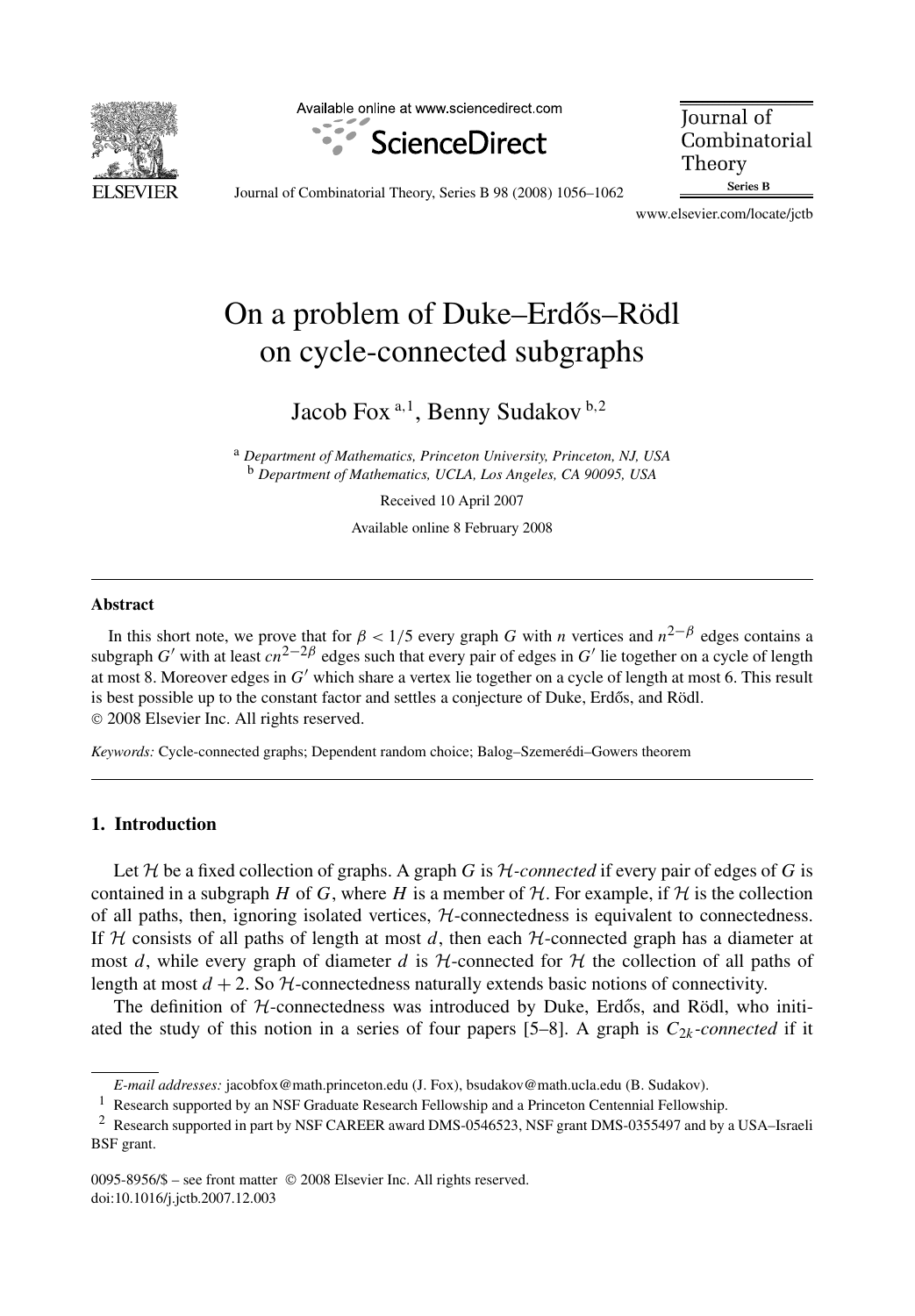# On a problem of Duke–Erdős–Rödl on cycle-connected subgraphs

Jacob Fox [a,1], Benny Sudakov [b,2]

[a] *Department of Mathematics, Princeton University, Princeton, NJ, USA*
[b] *Department of Mathematics, UCLA, Los Angeles, CA 90095, USA*

Received 10 April 2007

Available online 8 February 2008

## Abstract

In this short note, we prove that for $\beta < 1/5$ every graph $G$ with $n$ vertices and $n^{2-\beta}$ edges contains a subgraph $G'$ with at least $cn^{2-2\beta}$ edges such that every pair of edges in $G'$ lie together on a cycle of length at most 8. Moreover edges in $G'$ which share a vertex lie together on a cycle of length at most 6. This result is best possible up to the constant factor and settles a conjecture of Duke, Erdős, and Rödl.
© 2008 Elsevier Inc. All rights reserved.

*Keywords:* Cycle-connected graphs; Dependent random choice; Balog–Szemerédi–Gowers theorem

## 1. Introduction

Let $\mathcal{H}$ be a fixed collection of graphs. A graph $G$ is *$\mathcal{H}$-connected* if every pair of edges of $G$ is contained in a subgraph $H$ of $G$, where $H$ is a member of $\mathcal{H}$. For example, if $\mathcal{H}$ is the collection of all paths, then, ignoring isolated vertices, $\mathcal{H}$-connectedness is equivalent to connectedness. If $\mathcal{H}$ consists of all paths of length at most $d$, then each $\mathcal{H}$-connected graph has a diameter at most $d$, while every graph of diameter $d$ is $\mathcal{H}$-connected for $\mathcal{H}$ the collection of all paths of length at most $d+2$. So $\mathcal{H}$-connectedness naturally extends basic notions of connectivity.

The definition of $\mathcal{H}$-connectedness was introduced by Duke, Erdős, and Rödl, who initiated the study of this notion in a series of four papers [5–8]. A graph is *$C_{2k}$-connected* if it

---

*E-mail addresses:* jacobfox@math.princeton.edu (J. Fox), bsudakov@math.ucla.edu (B. Sudakov).

[1] Research supported by an NSF Graduate Research Fellowship and a Princeton Centennial Fellowship.

[2] Research supported in part by NSF CAREER award DMS-0546523, NSF grant DMS-0355497 and by a USA–Israeli BSF grant.

0095-8956/$ – see front matter © 2008 Elsevier Inc. All rights reserved.
doi:10.1016/j.jctb.2007.12.003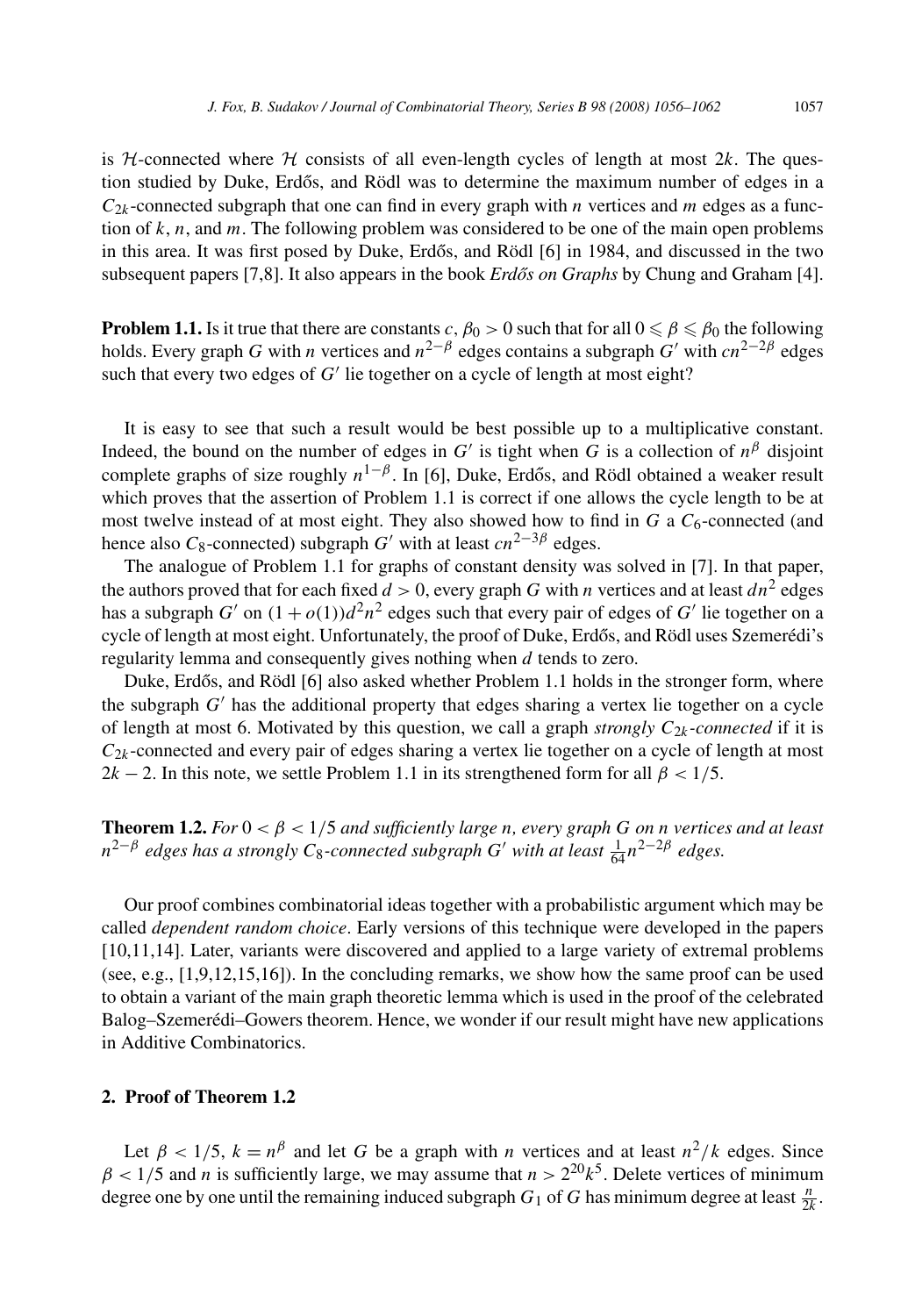is $\mathcal{H}$-connected where $\mathcal{H}$ consists of all even-length cycles of length at most $2k$. The question studied by Duke, Erdős, and Rödl was to determine the maximum number of edges in a $C_{2k}$-connected subgraph that one can find in every graph with $n$ vertices and $m$ edges as a function of $k$, $n$, and $m$. The following problem was considered to be one of the main open problems in this area. It was first posed by Duke, Erdős, and Rödl [6] in 1984, and discussed in the two subsequent papers [7,8]. It also appears in the book *Erdős on Graphs* by Chung and Graham [4].

**Problem 1.1.** Is it true that there are constants $c, \beta_0 > 0$ such that for all $0 \leqslant \beta \leqslant \beta_0$ the following holds. Every graph $G$ with $n$ vertices and $n^{2-\beta}$ edges contains a subgraph $G'$ with $cn^{2-2\beta}$ edges such that every two edges of $G'$ lie together on a cycle of length at most eight?

It is easy to see that such a result would be best possible up to a multiplicative constant. Indeed, the bound on the number of edges in $G'$ is tight when $G$ is a collection of $n^{\beta}$ disjoint complete graphs of size roughly $n^{1-\beta}$. In [6], Duke, Erdős, and Rödl obtained a weaker result which proves that the assertion of Problem 1.1 is correct if one allows the cycle length to be at most twelve instead of at most eight. They also showed how to find in $G$ a $C_6$-connected (and hence also $C_8$-connected) subgraph $G'$ with at least $cn^{2-3\beta}$ edges.

The analogue of Problem 1.1 for graphs of constant density was solved in [7]. In that paper, the authors proved that for each fixed $d > 0$, every graph $G$ with $n$ vertices and at least $dn^2$ edges has a subgraph $G'$ on $(1 + o(1))d^2n^2$ edges such that every pair of edges of $G'$ lie together on a cycle of length at most eight. Unfortunately, the proof of Duke, Erdős, and Rödl uses Szemerédi's regularity lemma and consequently gives nothing when $d$ tends to zero.

Duke, Erdős, and Rödl [6] also asked whether Problem 1.1 holds in the stronger form, where the subgraph $G'$ has the additional property that edges sharing a vertex lie together on a cycle of length at most 6. Motivated by this question, we call a graph *strongly $C_{2k}$-connected* if it is $C_{2k}$-connected and every pair of edges sharing a vertex lie together on a cycle of length at most $2k - 2$. In this note, we settle Problem 1.1 in its strengthened form for all $\beta < 1/5$.

**Theorem 1.2.** *For $0 < \beta < 1/5$ and sufficiently large $n$, every graph $G$ on $n$ vertices and at least $n^{2-\beta}$ edges has a strongly $C_8$-connected subgraph $G'$ with at least $\frac{1}{64}n^{2-2\beta}$ edges.*

Our proof combines combinatorial ideas together with a probabilistic argument which may be called *dependent random choice*. Early versions of this technique were developed in the papers [10,11,14]. Later, variants were discovered and applied to a large variety of extremal problems (see, e.g., [1,9,12,15,16]). In the concluding remarks, we show how the same proof can be used to obtain a variant of the main graph theoretic lemma which is used in the proof of the celebrated Balog–Szemerédi–Gowers theorem. Hence, we wonder if our result might have new applications in Additive Combinatorics.

## 2. Proof of Theorem 1.2

Let $\beta < 1/5$, $k = n^{\beta}$ and let $G$ be a graph with $n$ vertices and at least $n^2/k$ edges. Since $\beta < 1/5$ and $n$ is sufficiently large, we may assume that $n > 2^{20}k^5$. Delete vertices of minimum degree one by one until the remaining induced subgraph $G_1$ of $G$ has minimum degree at least $\frac{n}{2k}$.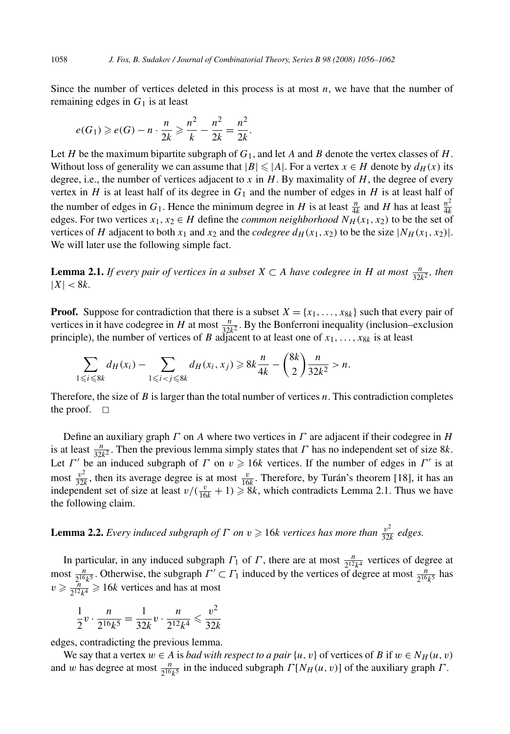Since the number of vertices deleted in this process is at most $n$, we have that the number of remaining edges in $G_1$ is at least

$$e(G_1) \geqslant e(G) - n \cdot \frac{n}{2k} \geqslant \frac{n^2}{k} - \frac{n^2}{2k} = \frac{n^2}{2k}.$$

Let $H$ be the maximum bipartite subgraph of $G_1$, and let $A$ and $B$ denote the vertex classes of $H$. Without loss of generality we can assume that $|B| \leqslant |A|$. For a vertex $x \in H$ denote by $d_H(x)$ its degree, i.e., the number of vertices adjacent to $x$ in $H$. By maximality of $H$, the degree of every vertex in $H$ is at least half of its degree in $G_1$ and the number of edges in $H$ is at least half of the number of edges in $G_1$. Hence the minimum degree in $H$ is at least $\frac{n}{4k}$ and $H$ has at least $\frac{n^2}{4k}$ edges. For two vertices $x_1, x_2 \in H$ define the *common neighborhood* $N_H(x_1, x_2)$ to be the set of vertices of $H$ adjacent to both $x_1$ and $x_2$ and the *codegree* $d_H(x_1, x_2)$ to be the size $|N_H(x_1, x_2)|$. We will later use the following simple fact.

**Lemma 2.1.** *If every pair of vertices in a subset $X \subset A$ have codegree in $H$ at most $\frac{n}{32k^2}$, then $|X| < 8k$.*

**Proof.** Suppose for contradiction that there is a subset $X = \{x_1, \ldots, x_{8k}\}$ such that every pair of vertices in it have codegree in $H$ at most $\frac{n}{32k^2}$. By the Bonferroni inequality (inclusion–exclusion principle), the number of vertices of $B$ adjacent to at least one of $x_1, \ldots, x_{8k}$ is at least

$$\sum_{1 \leqslant i \leqslant 8k} d_H(x_i) - \sum_{1 \leqslant i < j \leqslant 8k} d_H(x_i, x_j) \geqslant 8k\frac{n}{4k} - \binom{8k}{2}\frac{n}{32k^2} > n.$$

Therefore, the size of $B$ is larger than the total number of vertices $n$. This contradiction completes the proof. $\square$

Define an auxiliary graph $\Gamma$ on $A$ where two vertices in $\Gamma$ are adjacent if their codegree in $H$ is at least $\frac{n}{32k^2}$. Then the previous lemma simply states that $\Gamma$ has no independent set of size $8k$. Let $\Gamma'$ be an induced subgraph of $\Gamma$ on $v \geqslant 16k$ vertices. If the number of edges in $\Gamma'$ is at most $\frac{v^2}{32k}$, then its average degree is at most $\frac{v}{16k}$. Therefore, by Turán's theorem [18], it has an independent set of size at least $v/(\frac{v}{16k}+1) \geqslant 8k$, which contradicts Lemma 2.1. Thus we have the following claim.

**Lemma 2.2.** *Every induced subgraph of $\Gamma$ on $v \geqslant 16k$ vertices has more than $\frac{v^2}{32k}$ edges.*

In particular, in any induced subgraph $\Gamma_1$ of $\Gamma$, there are at most $\frac{n}{2^{12}k^4}$ vertices of degree at most $\frac{n}{2^{16}k^5}$. Otherwise, the subgraph $\Gamma' \subset \Gamma_1$ induced by the vertices of degree at most $\frac{n}{2^{16}k^5}$ has $v \geqslant \frac{n}{2^{12}k^4} \geqslant 16k$ vertices and has at most

$$\frac{1}{2}v \cdot \frac{n}{2^{16}k^5} = \frac{1}{32k}v \cdot \frac{n}{2^{12}k^4} \leqslant \frac{v^2}{32k}$$

edges, contradicting the previous lemma.

We say that a vertex $w \in A$ is *bad with respect to a pair* $\{u, v\}$ of vertices of $B$ if $w \in N_H(u, v)$ and $w$ has degree at most $\frac{n}{2^{16}k^5}$ in the induced subgraph $\Gamma[N_H(u, v)]$ of the auxiliary graph $\Gamma$.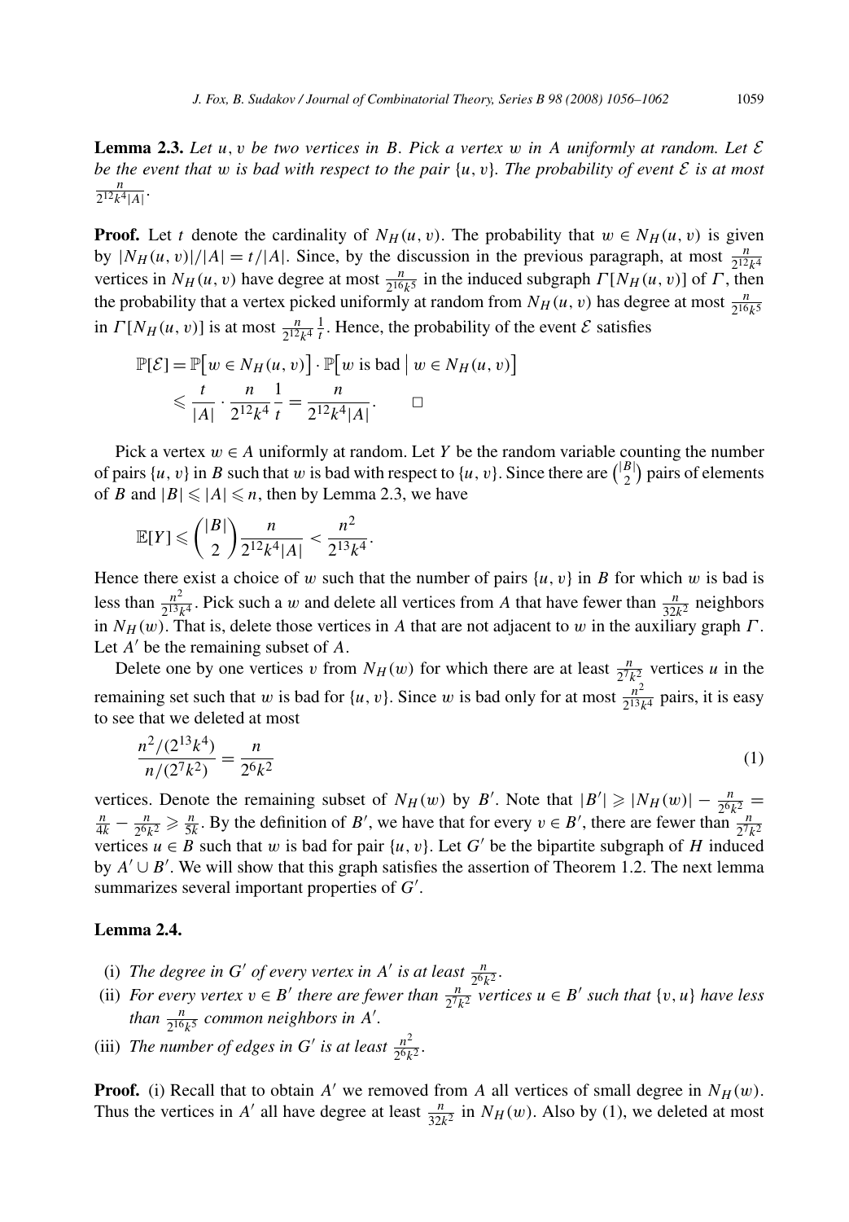**Lemma 2.3.** *Let $u, v$ be two vertices in $B$. Pick a vertex $w$ in $A$ uniformly at random. Let $\mathcal{E}$ be the event that $w$ is bad with respect to the pair $\{u, v\}$. The probability of event $\mathcal{E}$ is at most $\frac{n}{2^{12}k^4|A|}$.*

**Proof.** Let $t$ denote the cardinality of $N_H(u, v)$. The probability that $w \in N_H(u, v)$ is given by $|N_H(u, v)|/|A| = t/|A|$. Since, by the discussion in the previous paragraph, at most $\frac{n}{2^{12}k^4}$ vertices in $N_H(u, v)$ have degree at most $\frac{n}{2^{16}k^5}$ in the induced subgraph $\Gamma[N_H(u, v)]$ of $\Gamma$, then the probability that a vertex picked uniformly at random from $N_H(u, v)$ has degree at most $\frac{n}{2^{16}k^5}$ in $\Gamma[N_H(u, v)]$ is at most $\frac{n}{2^{12}k^4}\frac{1}{t}$. Hence, the probability of the event $\mathcal{E}$ satisfies

$$\mathbb{P}[\mathcal{E}] = \mathbb{P}\big[w \in N_H(u, v)\big] \cdot \mathbb{P}\big[w \text{ is bad} \mid w \in N_H(u, v)\big]$$
$$\leqslant \frac{t}{|A|} \cdot \frac{n}{2^{12}k^4}\frac{1}{t} = \frac{n}{2^{12}k^4|A|}. \qquad \square$$

Pick a vertex $w \in A$ uniformly at random. Let $Y$ be the random variable counting the number of pairs $\{u, v\}$ in $B$ such that $w$ is bad with respect to $\{u, v\}$. Since there are $\binom{|B|}{2}$ pairs of elements of $B$ and $|B| \leqslant |A| \leqslant n$, then by Lemma 2.3, we have

$$\mathbb{E}[Y] \leqslant \binom{|B|}{2}\frac{n}{2^{12}k^4|A|} < \frac{n^2}{2^{13}k^4}.$$

Hence there exist a choice of $w$ such that the number of pairs $\{u, v\}$ in $B$ for which $w$ is bad is less than $\frac{n^2}{2^{13}k^4}$. Pick such a $w$ and delete all vertices from $A$ that have fewer than $\frac{n}{32k^2}$ neighbors in $N_H(w)$. That is, delete those vertices in $A$ that are not adjacent to $w$ in the auxiliary graph $\Gamma$. Let $A'$ be the remaining subset of $A$.

Delete one by one vertices $v$ from $N_H(w)$ for which there are at least $\frac{n}{2^7k^2}$ vertices $u$ in the remaining set such that $w$ is bad for $\{u, v\}$. Since $w$ is bad only for at most $\frac{n^2}{2^{13}k^4}$ pairs, it is easy to see that we deleted at most

$$\frac{n^2/(2^{13}k^4)}{n/(2^7k^2)} = \frac{n}{2^6k^2} \tag{1}$$

vertices. Denote the remaining subset of $N_H(w)$ by $B'$. Note that $|B'| \geqslant |N_H(w)| - \frac{n}{2^6k^2} = \frac{n}{4k} - \frac{n}{2^6k^2} \geqslant \frac{n}{5k}$. By the definition of $B'$, we have that for every $v \in B'$, there are fewer than $\frac{n}{2^7k^2}$ vertices $u \in B$ such that $w$ is bad for pair $\{u, v\}$. Let $G'$ be the bipartite subgraph of $H$ induced by $A' \cup B'$. We will show that this graph satisfies the assertion of Theorem 1.2. The next lemma summarizes several important properties of $G'$.

**Lemma 2.4.**

(i) *The degree in $G'$ of every vertex in $A'$ is at least $\frac{n}{2^6k^2}$.*

(ii) *For every vertex $v \in B'$ there are fewer than $\frac{n}{2^7k^2}$ vertices $u \in B'$ such that $\{v, u\}$ have less than $\frac{n}{2^{16}k^5}$ common neighbors in $A'$.*

(iii) *The number of edges in $G'$ is at least $\frac{n^2}{2^6k^2}$.*

**Proof.** (i) Recall that to obtain $A'$ we removed from $A$ all vertices of small degree in $N_H(w)$. Thus the vertices in $A'$ all have degree at least $\frac{n}{32k^2}$ in $N_H(w)$. Also by (1), we deleted at most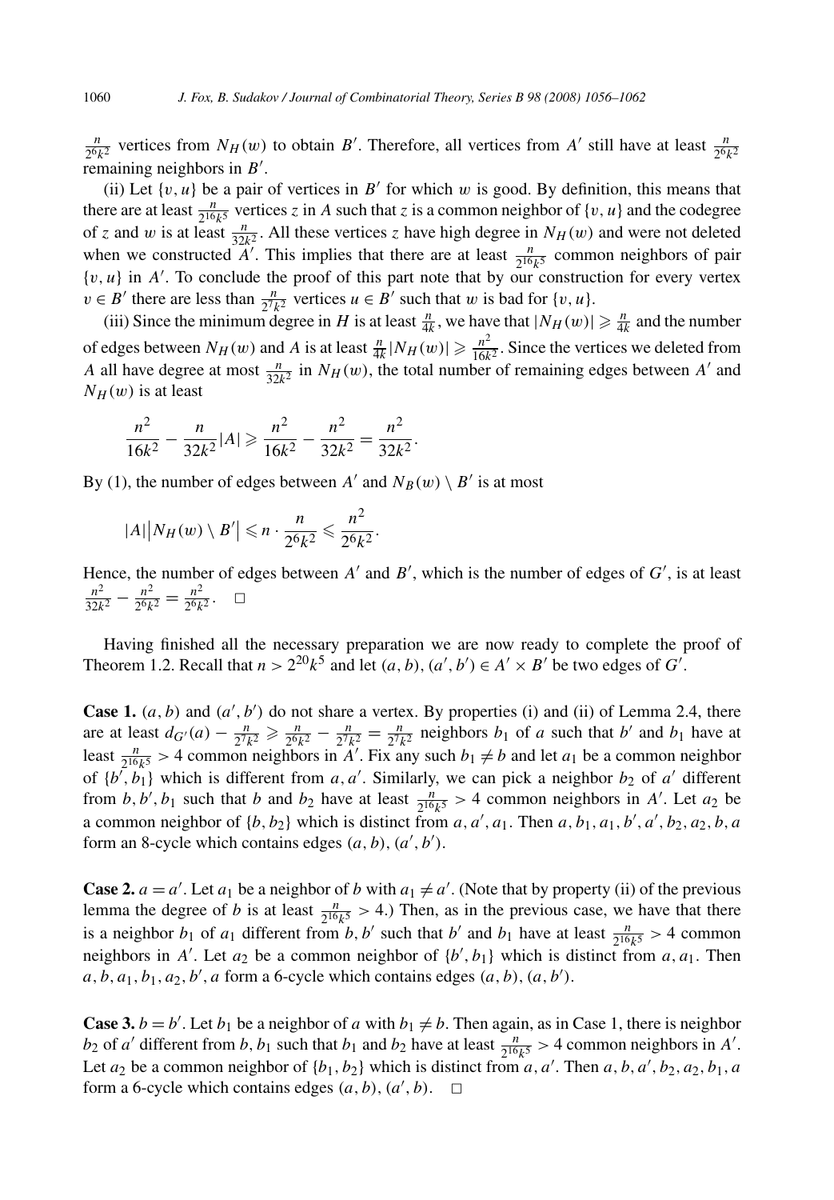$\frac{n}{2^6k^2}$ vertices from $N_H(w)$ to obtain $B'$. Therefore, all vertices from $A'$ still have at least $\frac{n}{2^6k^2}$ remaining neighbors in $B'$.

(ii) Let $\{v, u\}$ be a pair of vertices in $B'$ for which $w$ is good. By definition, this means that there are at least $\frac{n}{2^{16}k^5}$ vertices $z$ in $A$ such that $z$ is a common neighbor of $\{v, u\}$ and the codegree of $z$ and $w$ is at least $\frac{n}{32k^2}$. All these vertices $z$ have high degree in $N_H(w)$ and were not deleted when we constructed $A'$. This implies that there are at least $\frac{n}{2^{16}k^5}$ common neighbors of pair $\{v, u\}$ in $A'$. To conclude the proof of this part note that by our construction for every vertex $v \in B'$ there are less than $\frac{n}{2^7k^2}$ vertices $u \in B'$ such that $w$ is bad for $\{v, u\}$.

(iii) Since the minimum degree in $H$ is at least $\frac{n}{4k}$, we have that $|N_H(w)| \geqslant \frac{n}{4k}$ and the number of edges between $N_H(w)$ and $A$ is at least $\frac{n}{4k}|N_H(w)| \geqslant \frac{n^2}{16k^2}$. Since the vertices we deleted from $A$ all have degree at most $\frac{n}{32k^2}$ in $N_H(w)$, the total number of remaining edges between $A'$ and $N_H(w)$ is at least

$$\frac{n^2}{16k^2} - \frac{n}{32k^2}|A| \geqslant \frac{n^2}{16k^2} - \frac{n^2}{32k^2} = \frac{n^2}{32k^2}.$$

By (1), the number of edges between $A'$ and $N_B(w) \setminus B'$ is at most

$$|A|\big|N_H(w) \setminus B'\big| \leqslant n \cdot \frac{n}{2^6k^2} \leqslant \frac{n^2}{2^6k^2}.$$

Hence, the number of edges between $A'$ and $B'$, which is the number of edges of $G'$, is at least $\frac{n^2}{32k^2} - \frac{n^2}{2^6k^2} = \frac{n^2}{2^6k^2}$. □

Having finished all the necessary preparation we are now ready to complete the proof of Theorem 1.2. Recall that $n > 2^{20}k^5$ and let $(a, b), (a', b') \in A' \times B'$ be two edges of $G'$.

**Case 1.** $(a, b)$ and $(a', b')$ do not share a vertex. By properties (i) and (ii) of Lemma 2.4, there are at least $d_{G'}(a) - \frac{n}{2^7k^2} \geqslant \frac{n}{2^6k^2} - \frac{n}{2^7k^2} = \frac{n}{2^7k^2}$ neighbors $b_1$ of $a$ such that $b'$ and $b_1$ have at least $\frac{n}{2^{16}k^5} > 4$ common neighbors in $A'$. Fix any such $b_1 \neq b$ and let $a_1$ be a common neighbor of $\{b', b_1\}$ which is different from $a, a'$. Similarly, we can pick a neighbor $b_2$ of $a'$ different from $b, b', b_1$ such that $b$ and $b_2$ have at least $\frac{n}{2^{16}k^5} > 4$ common neighbors in $A'$. Let $a_2$ be a common neighbor of $\{b, b_2\}$ which is distinct from $a, a', a_1$. Then $a, b_1, a_1, b', a', b_2, a_2, b, a$ form an 8-cycle which contains edges $(a, b), (a', b')$.

**Case 2.** $a = a'$. Let $a_1$ be a neighbor of $b$ with $a_1 \neq a'$. (Note that by property (ii) of the previous lemma the degree of $b$ is at least $\frac{n}{2^{16}k^5} > 4$.) Then, as in the previous case, we have that there is a neighbor $b_1$ of $a_1$ different from $b, b'$ such that $b'$ and $b_1$ have at least $\frac{n}{2^{16}k^5} > 4$ common neighbors in $A'$. Let $a_2$ be a common neighbor of $\{b', b_1\}$ which is distinct from $a, a_1$. Then $a, b, a_1, b_1, a_2, b', a$ form a 6-cycle which contains edges $(a, b), (a, b')$.

**Case 3.** $b = b'$. Let $b_1$ be a neighbor of $a$ with $b_1 \neq b$. Then again, as in Case 1, there is neighbor $b_2$ of $a'$ different from $b, b_1$ such that $b_1$ and $b_2$ have at least $\frac{n}{2^{16}k^5} > 4$ common neighbors in $A'$. Let $a_2$ be a common neighbor of $\{b_1, b_2\}$ which is distinct from $a, a'$. Then $a, b, a', b_2, a_2, b_1, a$ form a 6-cycle which contains edges $(a, b), (a', b)$. □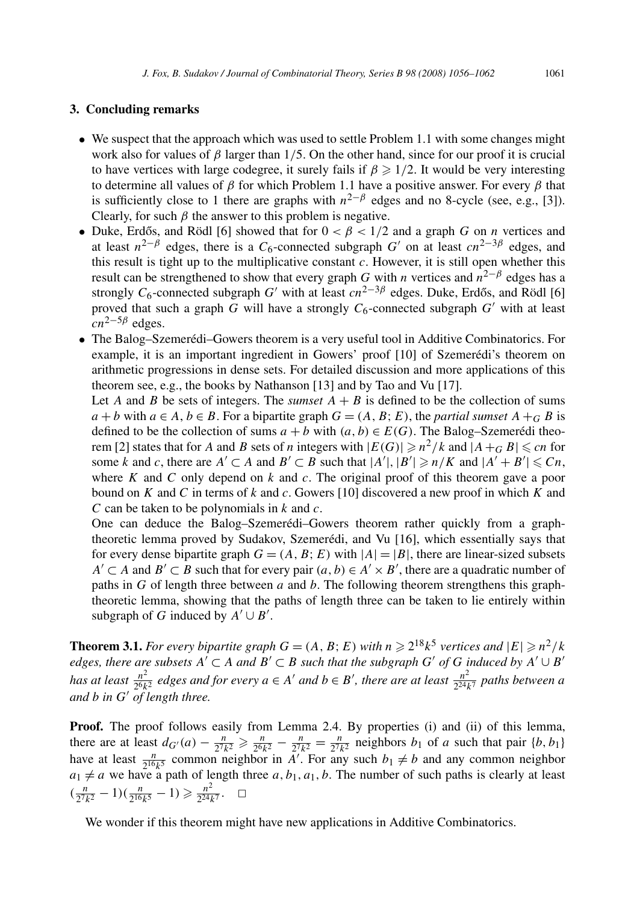## 3. Concluding remarks

- We suspect that the approach which was used to settle Problem 1.1 with some changes might work also for values of $\beta$ larger than $1/5$. On the other hand, since for our proof it is crucial to have vertices with large codegree, it surely fails if $\beta \geqslant 1/2$. It would be very interesting to determine all values of $\beta$ for which Problem 1.1 have a positive answer. For every $\beta$ that is sufficiently close to 1 there are graphs with $n^{2-\beta}$ edges and no 8-cycle (see, e.g., [3]). Clearly, for such $\beta$ the answer to this problem is negative.
- Duke, Erdős, and Rödl [6] showed that for $0 < \beta < 1/2$ and a graph $G$ on $n$ vertices and at least $n^{2-\beta}$ edges, there is a $C_6$-connected subgraph $G'$ on at least $cn^{2-3\beta}$ edges, and this result is tight up to the multiplicative constant $c$. However, it is still open whether this result can be strengthened to show that every graph $G$ with $n$ vertices and $n^{2-\beta}$ edges has a strongly $C_6$-connected subgraph $G'$ with at least $cn^{2-3\beta}$ edges. Duke, Erdős, and Rödl [6] proved that such a graph $G$ will have a strongly $C_6$-connected subgraph $G'$ with at least $cn^{2-5\beta}$ edges.
- The Balog–Szemerédi–Gowers theorem is a very useful tool in Additive Combinatorics. For example, it is an important ingredient in Gowers' proof [10] of Szemerédi's theorem on arithmetic progressions in dense sets. For detailed discussion and more applications of this theorem see, e.g., the books by Nathanson [13] and by Tao and Vu [17].

  Let $A$ and $B$ be sets of integers. The *sumset* $A + B$ is defined to be the collection of sums $a + b$ with $a \in A$, $b \in B$. For a bipartite graph $G = (A, B; E)$, the *partial sumset* $A +_G B$ is defined to be the collection of sums $a + b$ with $(a, b) \in E(G)$. The Balog–Szemerédi theorem [2] states that for $A$ and $B$ sets of $n$ integers with $|E(G)| \geqslant n^2/k$ and $|A +_G B| \leqslant cn$ for some $k$ and $c$, there are $A' \subset A$ and $B' \subset B$ such that $|A'|, |B'| \geqslant n/K$ and $|A' + B'| \leqslant Cn$, where $K$ and $C$ only depend on $k$ and $c$. The original proof of this theorem gave a poor bound on $K$ and $C$ in terms of $k$ and $c$. Gowers [10] discovered a new proof in which $K$ and $C$ can be taken to be polynomials in $k$ and $c$.

  One can deduce the Balog–Szemerédi–Gowers theorem rather quickly from a graph-theoretic lemma proved by Sudakov, Szemerédi, and Vu [16], which essentially says that for every dense bipartite graph $G = (A, B; E)$ with $|A| = |B|$, there are linear-sized subsets $A' \subset A$ and $B' \subset B$ such that for every pair $(a, b) \in A' \times B'$, there are a quadratic number of paths in $G$ of length three between $a$ and $b$. The following theorem strengthens this graph-theoretic lemma, showing that the paths of length three can be taken to lie entirely within subgraph of $G$ induced by $A' \cup B'$.

**Theorem 3.1.** *For every bipartite graph $G = (A, B; E)$ with $n \geqslant 2^{18}k^5$ vertices and $|E| \geqslant n^2/k$ edges, there are subsets $A' \subset A$ and $B' \subset B$ such that the subgraph $G'$ of $G$ induced by $A' \cup B'$ has at least $\frac{n^2}{2^6k^2}$ edges and for every $a \in A'$ and $b \in B'$, there are at least $\frac{n^2}{2^{24}k^7}$ paths between $a$ and $b$ in $G'$ of length three.*

**Proof.** The proof follows easily from Lemma 2.4. By properties (i) and (ii) of this lemma, there are at least $d_{G'}(a) - \frac{n}{2^7k^2} \geqslant \frac{n}{2^6k^2} - \frac{n}{2^7k^2} = \frac{n}{2^7k^2}$ neighbors $b_1$ of $a$ such that pair $\{b, b_1\}$ have at least $\frac{n}{2^{16}k^5}$ common neighbor in $A'$. For any such $b_1 \neq b$ and any common neighbor $a_1 \neq a$ we have a path of length three $a, b_1, a_1, b$. The number of such paths is clearly at least $(\frac{n}{2^7k^2} - 1)(\frac{n}{2^{16}k^5} - 1) \geqslant \frac{n^2}{2^{24}k^7}$. $\square$

We wonder if this theorem might have new applications in Additive Combinatorics.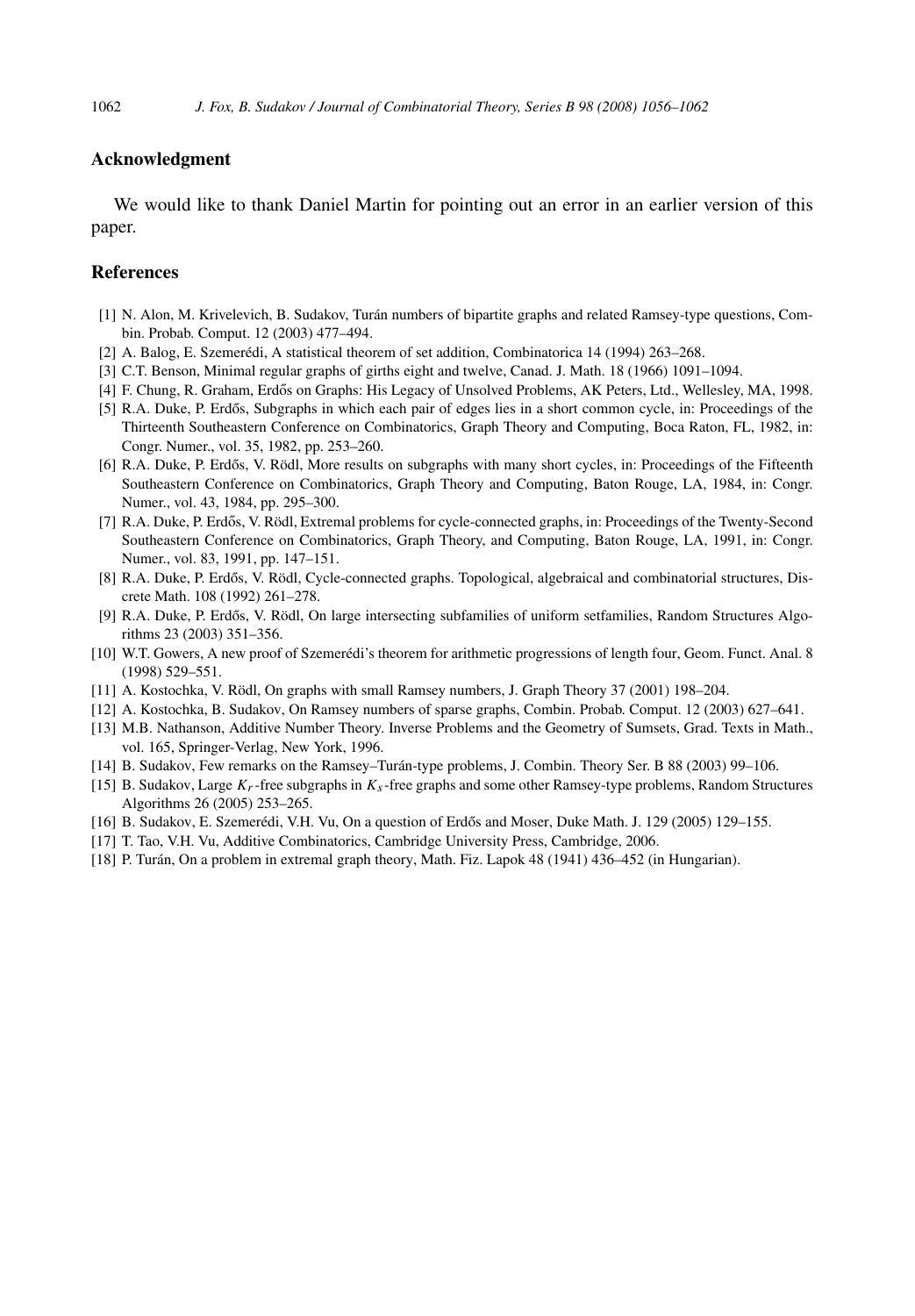## Acknowledgment

We would like to thank Daniel Martin for pointing out an error in an earlier version of this paper.

## References

[1] N. Alon, M. Krivelevich, B. Sudakov, Turán numbers of bipartite graphs and related Ramsey-type questions, Combin. Probab. Comput. 12 (2003) 477–494.

[2] A. Balog, E. Szemerédi, A statistical theorem of set addition, Combinatorica 14 (1994) 263–268.

[3] C.T. Benson, Minimal regular graphs of girths eight and twelve, Canad. J. Math. 18 (1966) 1091–1094.

[4] F. Chung, R. Graham, Erdős on Graphs: His Legacy of Unsolved Problems, AK Peters, Ltd., Wellesley, MA, 1998.

[5] R.A. Duke, P. Erdős, Subgraphs in which each pair of edges lies in a short common cycle, in: Proceedings of the Thirteenth Southeastern Conference on Combinatorics, Graph Theory and Computing, Boca Raton, FL, 1982, in: Congr. Numer., vol. 35, 1982, pp. 253–260.

[6] R.A. Duke, P. Erdős, V. Rödl, More results on subgraphs with many short cycles, in: Proceedings of the Fifteenth Southeastern Conference on Combinatorics, Graph Theory and Computing, Baton Rouge, LA, 1984, in: Congr. Numer., vol. 43, 1984, pp. 295–300.

[7] R.A. Duke, P. Erdős, V. Rödl, Extremal problems for cycle-connected graphs, in: Proceedings of the Twenty-Second Southeastern Conference on Combinatorics, Graph Theory, and Computing, Baton Rouge, LA, 1991, in: Congr. Numer., vol. 83, 1991, pp. 147–151.

[8] R.A. Duke, P. Erdős, V. Rödl, Cycle-connected graphs. Topological, algebraical and combinatorial structures, Discrete Math. 108 (1992) 261–278.

[9] R.A. Duke, P. Erdős, V. Rödl, On large intersecting subfamilies of uniform setfamilies, Random Structures Algorithms 23 (2003) 351–356.

[10] W.T. Gowers, A new proof of Szemerédi's theorem for arithmetic progressions of length four, Geom. Funct. Anal. 8 (1998) 529–551.

[11] A. Kostochka, V. Rödl, On graphs with small Ramsey numbers, J. Graph Theory 37 (2001) 198–204.

[12] A. Kostochka, B. Sudakov, On Ramsey numbers of sparse graphs, Combin. Probab. Comput. 12 (2003) 627–641.

[13] M.B. Nathanson, Additive Number Theory. Inverse Problems and the Geometry of Sumsets, Grad. Texts in Math., vol. 165, Springer-Verlag, New York, 1996.

[14] B. Sudakov, Few remarks on the Ramsey–Turán-type problems, J. Combin. Theory Ser. B 88 (2003) 99–106.

[15] B. Sudakov, Large $K_r$-free subgraphs in $K_s$-free graphs and some other Ramsey-type problems, Random Structures Algorithms 26 (2005) 253–265.

[16] B. Sudakov, E. Szemerédi, V.H. Vu, On a question of Erdős and Moser, Duke Math. J. 129 (2005) 129–155.

[17] T. Tao, V.H. Vu, Additive Combinatorics, Cambridge University Press, Cambridge, 2006.

[18] P. Turán, On a problem in extremal graph theory, Math. Fiz. Lapok 48 (1941) 436–452 (in Hungarian).